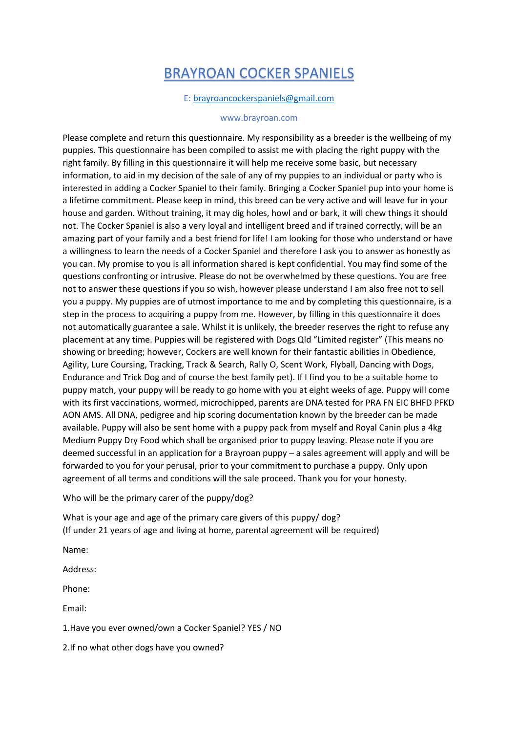# BRAYROAN COCKER SPANIELS

E: brayroancockerspaniels@gmail.com

www.brayroan.com

Please complete and return this questionnaire. My responsibility as a breeder is the wellbeing of my puppies. This questionnaire has been compiled to assist me with placing the right puppy with the right family. By filling in this questionnaire it will help me receive some basic, but necessary information, to aid in my decision of the sale of any of my puppies to an individual or party who is interested in adding a Cocker Spaniel to their family. Bringing a Cocker Spaniel pup into your home is a lifetime commitment. Please keep in mind, this breed can be very active and will leave fur in your house and garden. Without training, it may dig holes, howl and or bark, it will chew things it should not. The Cocker Spaniel is also a very loyal and intelligent breed and if trained correctly, will be an amazing part of your family and a best friend for life! I am looking for those who understand or have a willingness to learn the needs of a Cocker Spaniel and therefore I ask you to answer as honestly as you can. My promise to you is all information shared is kept confidential. You may find some of the questions confronting or intrusive. Please do not be overwhelmed by these questions. You are free not to answer these questions if you so wish, however please understand I am also free not to sell you a puppy. My puppies are of utmost importance to me and by completing this questionnaire, is a step in the process to acquiring a puppy from me. However, by filling in this questionnaire it does not automatically guarantee a sale. Whilst it is unlikely, the breeder reserves the right to refuse any placement at any time. Puppies will be registered with Dogs Qld "Limited register" (This means no showing or breeding; however, Cockers are well known for their fantastic abilities in Obedience, Agility, Lure Coursing, Tracking, Track & Search, Rally O, Scent Work, Flyball, Dancing with Dogs, Endurance and Trick Dog and of course the best family pet). If I find you to be a suitable home to puppy match, your puppy will be ready to go home with you at eight weeks of age. Puppy will come with its first vaccinations, wormed, microchipped, parents are DNA tested for PRA FN EIC BHFD PFKD AON AMS. All DNA, pedigree and hip scoring documentation known by the breeder can be made available. Puppy will also be sent home with a puppy pack from myself and Royal Canin plus a 4kg Medium Puppy Dry Food which shall be organised prior to puppy leaving. Please note if you are deemed successful in an application for a Brayroan puppy – a sales agreement will apply and will be forwarded to you for your perusal, prior to your commitment to purchase a puppy. Only upon agreement of all terms and conditions will the sale proceed. Thank you for your honesty.

Who will be the primary carer of the puppy/dog?

What is your age and age of the primary care givers of this puppy/ dog?
(If under 21 years of age and living at home, parental agreement will be required)

Name:

Address:

Phone:

Email:

1.Have you ever owned/own a Cocker Spaniel? YES / NO

2.If no what other dogs have you owned?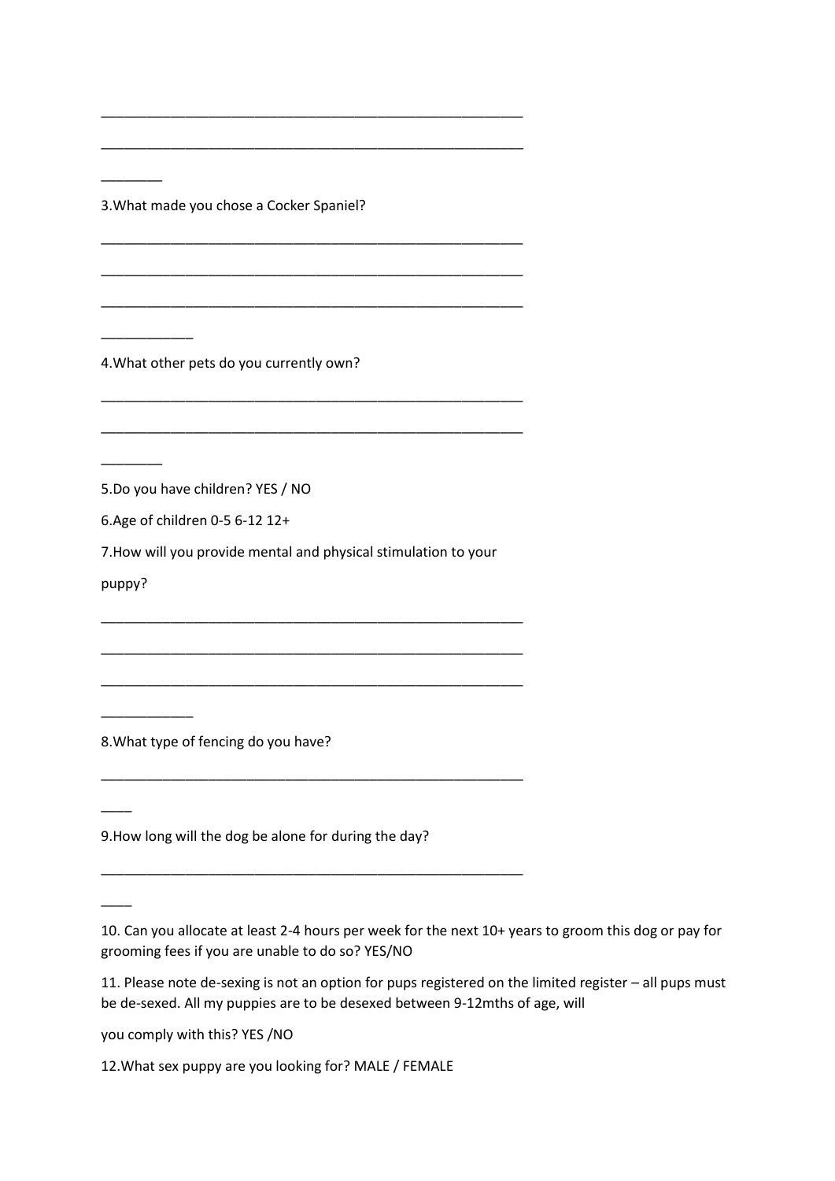\_\_\_\_\_\_\_\_\_\_\_\_\_\_\_\_\_\_\_\_\_\_\_\_\_\_\_\_\_\_\_\_\_\_\_\_\_\_\_\_\_\_\_\_\_\_\_\_\_\_\_\_\_\_\_\_

\_\_\_\_\_\_\_\_\_\_\_\_\_\_\_\_\_\_\_\_\_\_\_\_\_\_\_\_\_\_\_\_\_\_\_\_\_\_\_\_\_\_\_\_\_\_\_\_\_\_\_\_\_\_\_\_

\_\_\_\_\_\_\_\_

3.What made you chose a Cocker Spaniel?

\_\_\_\_\_\_\_\_\_\_\_\_\_\_\_\_\_\_\_\_\_\_\_\_\_\_\_\_\_\_\_\_\_\_\_\_\_\_\_\_\_\_\_\_\_\_\_\_\_\_\_\_\_\_\_\_

\_\_\_\_\_\_\_\_\_\_\_\_\_\_\_\_\_\_\_\_\_\_\_\_\_\_\_\_\_\_\_\_\_\_\_\_\_\_\_\_\_\_\_\_\_\_\_\_\_\_\_\_\_\_\_\_

\_\_\_\_\_\_\_\_\_\_\_\_\_\_\_\_\_\_\_\_\_\_\_\_\_\_\_\_\_\_\_\_\_\_\_\_\_\_\_\_\_\_\_\_\_\_\_\_\_\_\_\_\_\_\_\_

\_\_\_\_\_\_\_\_\_\_\_\_

4.What other pets do you currently own?

\_\_\_\_\_\_\_\_\_\_\_\_\_\_\_\_\_\_\_\_\_\_\_\_\_\_\_\_\_\_\_\_\_\_\_\_\_\_\_\_\_\_\_\_\_\_\_\_\_\_\_\_\_\_\_\_

\_\_\_\_\_\_\_\_\_\_\_\_\_\_\_\_\_\_\_\_\_\_\_\_\_\_\_\_\_\_\_\_\_\_\_\_\_\_\_\_\_\_\_\_\_\_\_\_\_\_\_\_\_\_\_\_

\_\_\_\_\_\_\_\_

5.Do you have children? YES / NO

6.Age of children 0-5 6-12 12+

7.How will you provide mental and physical stimulation to your puppy?

\_\_\_\_\_\_\_\_\_\_\_\_\_\_\_\_\_\_\_\_\_\_\_\_\_\_\_\_\_\_\_\_\_\_\_\_\_\_\_\_\_\_\_\_\_\_\_\_\_\_\_\_\_\_\_\_

\_\_\_\_\_\_\_\_\_\_\_\_\_\_\_\_\_\_\_\_\_\_\_\_\_\_\_\_\_\_\_\_\_\_\_\_\_\_\_\_\_\_\_\_\_\_\_\_\_\_\_\_\_\_\_\_

\_\_\_\_\_\_\_\_\_\_\_\_\_\_\_\_\_\_\_\_\_\_\_\_\_\_\_\_\_\_\_\_\_\_\_\_\_\_\_\_\_\_\_\_\_\_\_\_\_\_\_\_\_\_\_\_

\_\_\_\_\_\_\_\_\_\_\_\_

8.What type of fencing do you have?

\_\_\_\_\_\_\_\_\_\_\_\_\_\_\_\_\_\_\_\_\_\_\_\_\_\_\_\_\_\_\_\_\_\_\_\_\_\_\_\_\_\_\_\_\_\_\_\_\_\_\_\_\_\_\_\_

\_\_\_\_

9.How long will the dog be alone for during the day?

\_\_\_\_\_\_\_\_\_\_\_\_\_\_\_\_\_\_\_\_\_\_\_\_\_\_\_\_\_\_\_\_\_\_\_\_\_\_\_\_\_\_\_\_\_\_\_\_\_\_\_\_\_\_\_\_

\_\_\_\_

10. Can you allocate at least 2-4 hours per week for the next 10+ years to groom this dog or pay for grooming fees if you are unable to do so? YES/NO

11. Please note de-sexing is not an option for pups registered on the limited register – all pups must be de-sexed. All my puppies are to be desexed between 9-12mths of age, will

you comply with this? YES /NO

12.What sex puppy are you looking for? MALE / FEMALE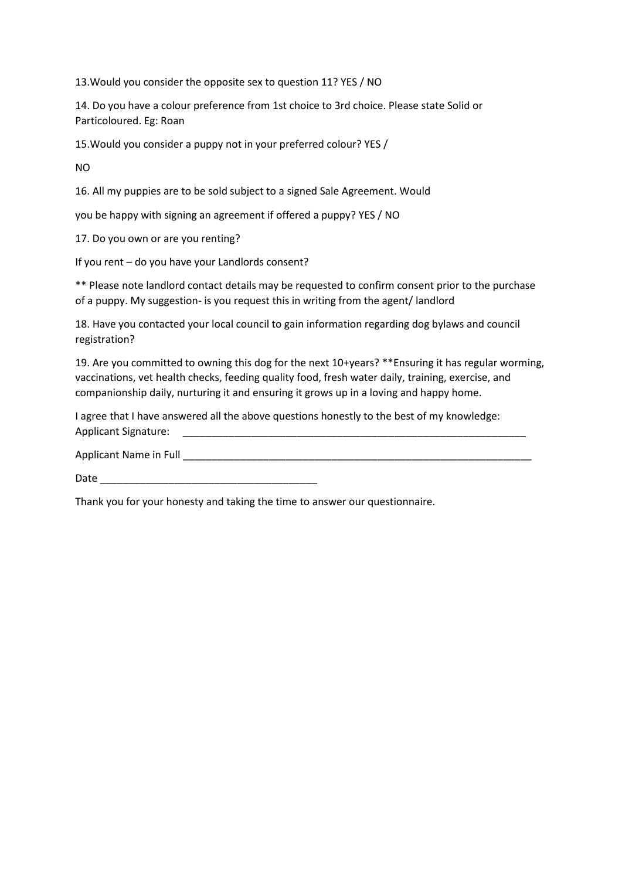13.Would you consider the opposite sex to question 11? YES / NO

14. Do you have a colour preference from 1st choice to 3rd choice. Please state Solid or Particoloured. Eg: Roan

15.Would you consider a puppy not in your preferred colour? YES /

NO

16. All my puppies are to be sold subject to a signed Sale Agreement. Would

you be happy with signing an agreement if offered a puppy? YES / NO

17. Do you own or are you renting?

If you rent – do you have your Landlords consent?

** Please note landlord contact details may be requested to confirm consent prior to the purchase of a puppy. My suggestion- is you request this in writing from the agent/ landlord

18. Have you contacted your local council to gain information regarding dog bylaws and council registration?

19. Are you committed to owning this dog for the next 10+years? **Ensuring it has regular worming, vaccinations, vet health checks, feeding quality food, fresh water daily, training, exercise, and companionship daily, nurturing it and ensuring it grows up in a loving and happy home.

I agree that I have answered all the above questions honestly to the best of my knowledge:
Applicant Signature: _______________________________________________________________

Applicant Name in Full _______________________________________________________________

Date ______________________________________

Thank you for your honesty and taking the time to answer our questionnaire.